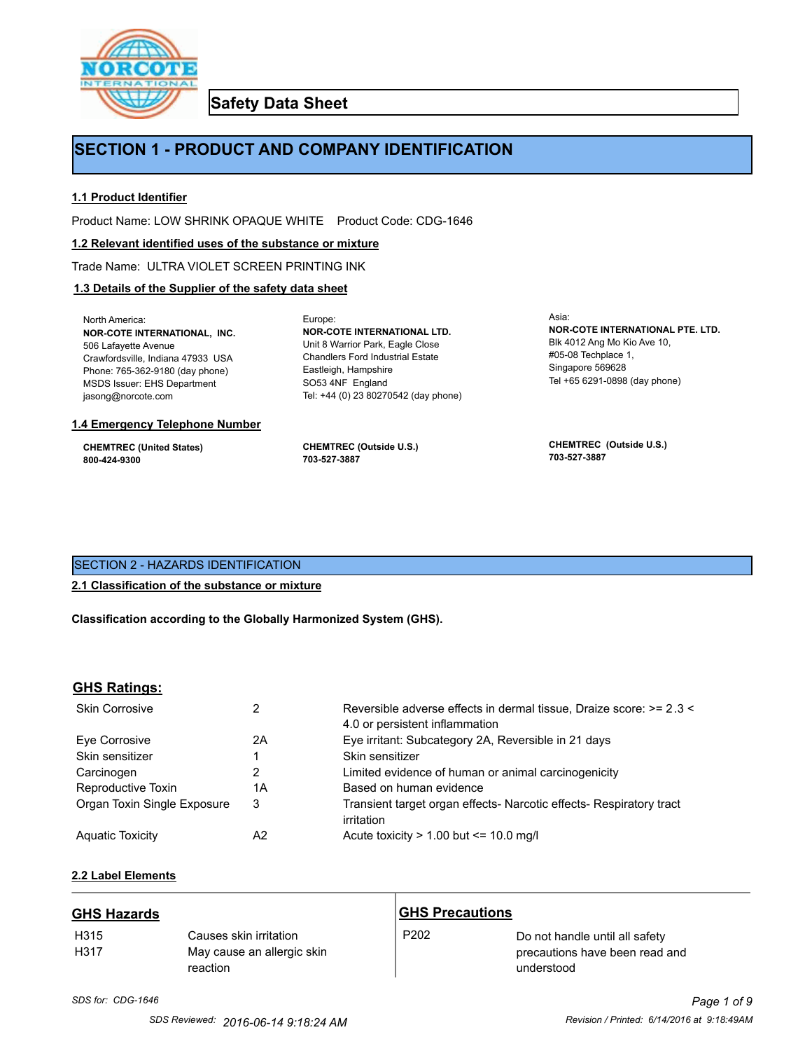# Safety Data Sheet

## SECTION 1 - PRODUCT AND COMPANY IDENTIFICATION

### 1.1 Product Identifier

Product Name: LOW SHRINK OPAQUE WHITE    Product Code: CDG-1646

### 1.2 Relevant identified uses of the substance or mixture

Trade Name: ULTRA VIOLET SCREEN PRINTING INK

### 1.3 Details of the Supplier of the safety data sheet

North America:
**NOR-COTE INTERNATIONAL, INC.**
506 Lafayette Avenue
Crawfordsville, Indiana 47933 USA
Phone: 765-362-9180 (day phone)
MSDS Issuer: EHS Department
jasong@norcote.com

Europe:
**NOR-COTE INTERNATIONAL LTD.**
Unit 8 Warrior Park, Eagle Close
Chandlers Ford Industrial Estate
Eastleigh, Hampshire
SO53 4NF England
Tel: +44 (0) 23 80270542 (day phone)

Asia:
**NOR-COTE INTERNATIONAL PTE. LTD.**
Blk 4012 Ang Mo Kio Ave 10,
#05-08 Techplace 1,
Singapore 569628
Tel +65 6291-0898 (day phone)

### 1.4 Emergency Telephone Number

**CHEMTREC (United States)**
**800-424-9300**

**CHEMTREC (Outside U.S.)**
**703-527-3887**

**CHEMTREC (Outside U.S.)**
**703-527-3887**

## SECTION 2 - HAZARDS IDENTIFICATION

### 2.1 Classification of the substance or mixture

**Classification according to the Globally Harmonized System (GHS).**

### GHS Ratings:

| | | |
|---|---|---|
| Skin Corrosive | 2 | Reversible adverse effects in dermal tissue, Draize score: >= 2.3 < 4.0 or persistent inflammation |
| Eye Corrosive | 2A | Eye irritant: Subcategory 2A, Reversible in 21 days |
| Skin sensitizer | 1 | Skin sensitizer |
| Carcinogen | 2 | Limited evidence of human or animal carcinogenicity |
| Reproductive Toxin | 1A | Based on human evidence |
| Organ Toxin Single Exposure | 3 | Transient target organ effects- Narcotic effects- Respiratory tract irritation |
| Aquatic Toxicity | A2 | Acute toxicity > 1.00 but <= 10.0 mg/l |

### 2.2 Label Elements

**GHS Hazards**

| | |
|---|---|
| H315 | Causes skin irritation |
| H317 | May cause an allergic skin reaction |

**GHS Precautions**

| | |
|---|---|
| P202 | Do not handle until all safety precautions have been read and understood |

*SDS for: CDG-1646*

SDS Reviewed: 2016-06-14 9:18:24 AM    *Revision / Printed: 6/14/2016 at 9:18:49AM*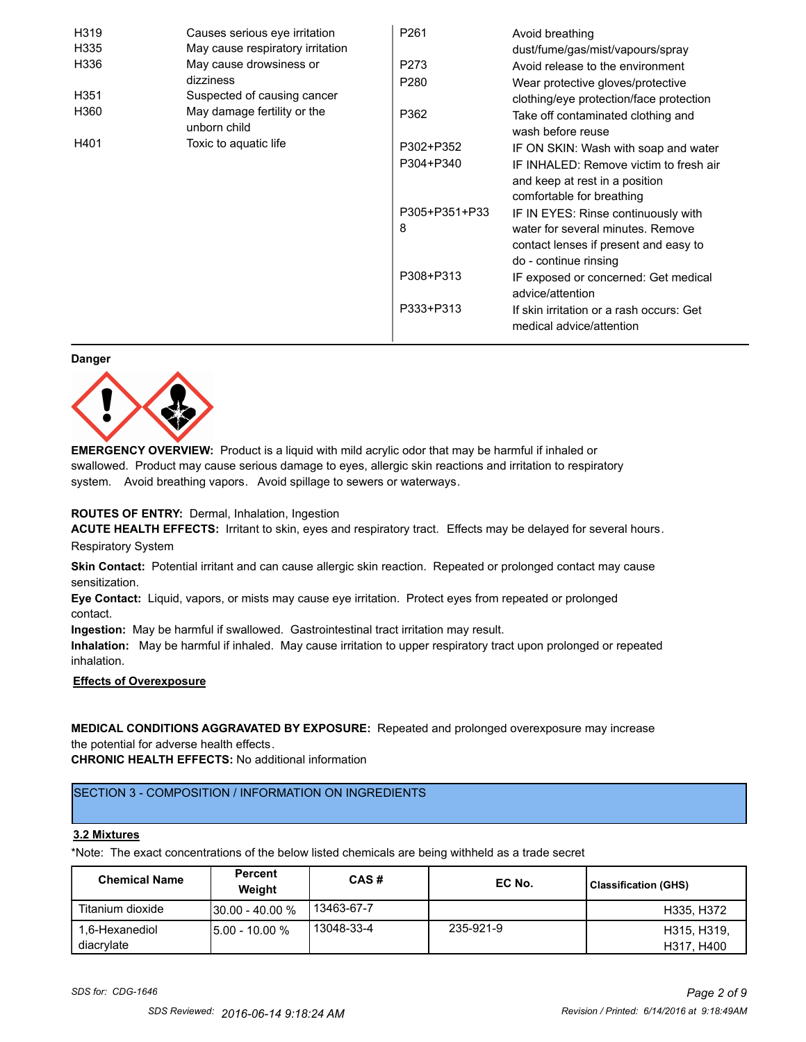| | | | |
|---|---|---|---|
| H319 | Causes serious eye irritation | P261 | Avoid breathing dust/fume/gas/mist/vapours/spray |
| H335 | May cause respiratory irritation | P273 | Avoid release to the environment |
| H336 | May cause drowsiness or dizziness | P280 | Wear protective gloves/protective clothing/eye protection/face protection |
| H351 | Suspected of causing cancer | P362 | Take off contaminated clothing and wash before reuse |
| H360 | May damage fertility or the unborn child | P302+P352 | IF ON SKIN: Wash with soap and water |
| H401 | Toxic to aquatic life | P304+P340 | IF INHALED: Remove victim to fresh air and keep at rest in a position comfortable for breathing |
| | | P305+P351+P338 | IF IN EYES: Rinse continuously with water for several minutes. Remove contact lenses if present and easy to do - continue rinsing |
| | | P308+P313 | IF exposed or concerned: Get medical advice/attention |
| | | P333+P313 | If skin irritation or a rash occurs: Get medical advice/attention |

**Danger**

**EMERGENCY OVERVIEW:** Product is a liquid with mild acrylic odor that may be harmful if inhaled or swallowed. Product may cause serious damage to eyes, allergic skin reactions and irritation to respiratory system. Avoid breathing vapors. Avoid spillage to sewers or waterways.

**ROUTES OF ENTRY:** Dermal, Inhalation, Ingestion

**ACUTE HEALTH EFFECTS:** Irritant to skin, eyes and respiratory tract. Effects may be delayed for several hours.

Respiratory System

**Skin Contact:** Potential irritant and can cause allergic skin reaction. Repeated or prolonged contact may cause sensitization.

**Eye Contact:** Liquid, vapors, or mists may cause eye irritation. Protect eyes from repeated or prolonged contact.

**Ingestion:** May be harmful if swallowed. Gastrointestinal tract irritation may result.

**Inhalation:** May be harmful if inhaled. May cause irritation to upper respiratory tract upon prolonged or repeated inhalation.

**Effects of Overexposure**

**MEDICAL CONDITIONS AGGRAVATED BY EXPOSURE:** Repeated and prolonged overexposure may increase the potential for adverse health effects.

**CHRONIC HEALTH EFFECTS:** No additional information

## SECTION 3 - COMPOSITION / INFORMATION ON INGREDIENTS

### 3.2 Mixtures

*Note: The exact concentrations of the below listed chemicals are being withheld as a trade secret

| Chemical Name | Percent Weight | CAS # | EC No. | Classification (GHS) |
|---|---|---|---|---|
| Titanium dioxide | 30.00 - 40.00 % | 13463-67-7 | | H335, H372 |
| 1,6-Hexanediol diacrylate | 5.00 - 10.00 % | 13048-33-4 | 235-921-9 | H315, H319, H317, H400 |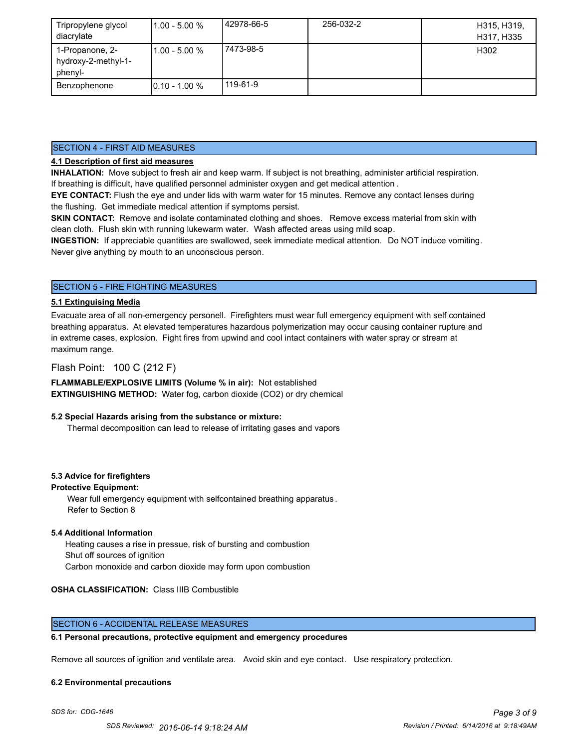| | | | | |
|---|---|---|---|---|
| Tripropylene glycol diacrylate | 1.00 - 5.00 % | 42978-66-5 | 256-032-2 | H315, H319, H317, H335 |
| 1-Propanone, 2-hydroxy-2-methyl-1-phenyl- | 1.00 - 5.00 % | 7473-98-5 | | H302 |
| Benzophenone | 0.10 - 1.00 % | 119-61-9 | | |

## SECTION 4 - FIRST AID MEASURES

**4.1 Description of first aid measures**

**INHALATION:** Move subject to fresh air and keep warm. If subject is not breathing, administer artificial respiration. If breathing is difficult, have qualified personnel administer oxygen and get medical attention .

**EYE CONTACT:** Flush the eye and under lids with warm water for 15 minutes. Remove any contact lenses during the flushing. Get immediate medical attention if symptoms persist.

**SKIN CONTACT:** Remove and isolate contaminated clothing and shoes. Remove excess material from skin with clean cloth. Flush skin with running lukewarm water. Wash affected areas using mild soap.

**INGESTION:** If appreciable quantities are swallowed, seek immediate medical attention. Do NOT induce vomiting. Never give anything by mouth to an unconscious person.

## SECTION 5 - FIRE FIGHTING MEASURES

**5.1 Extinguising Media**

Evacuate area of all non-emergency personell. Firefighters must wear full emergency equipment with self contained breathing apparatus. At elevated temperatures hazardous polymerization may occur causing container rupture and in extreme cases, explosion. Fight fires from upwind and cool intact containers with water spray or stream at maximum range.

Flash Point: 100 C (212 F)

**FLAMMABLE/EXPLOSIVE LIMITS (Volume % in air):** Not established

**EXTINGUISHING METHOD:** Water fog, carbon dioxide ($CO_2$) or dry chemical

**5.2 Special Hazards arising from the substance or mixture:**

Thermal decomposition can lead to release of irritating gases and vapors

**5.3 Advice for firefighters**

**Protective Equipment:**

Wear full emergency equipment with selfcontained breathing apparatus .
Refer to Section 8

**5.4 Additional Information**

Heating causes a rise in pressue, risk of bursting and combustion
Shut off sources of ignition
Carbon monoxide and carbon dioxide may form upon combustion

**OSHA CLASSIFICATION:** Class IIIB Combustible

## SECTION 6 - ACCIDENTAL RELEASE MEASURES

**6.1 Personal precautions, protective equipment and emergency procedures**

Remove all sources of ignition and ventilate area. Avoid skin and eye contact. Use respiratory protection.

**6.2 Environmental precautions**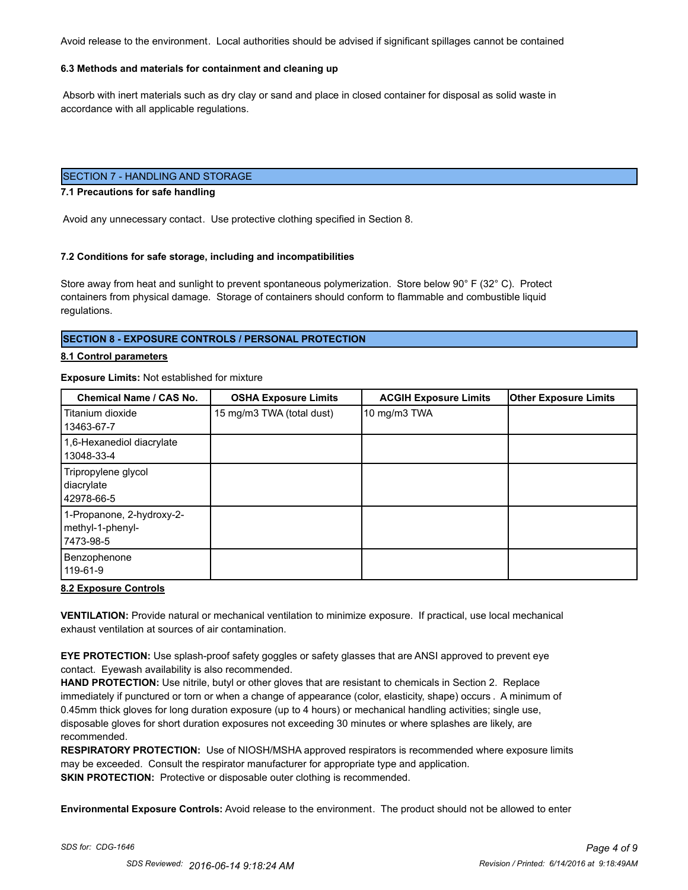Avoid release to the environment. Local authorities should be advised if significant spillages cannot be contained

**6.3 Methods and materials for containment and cleaning up**

Absorb with inert materials such as dry clay or sand and place in closed container for disposal as solid waste in accordance with all applicable regulations.

## SECTION 7 - HANDLING AND STORAGE

**7.1 Precautions for safe handling**

Avoid any unnecessary contact. Use protective clothing specified in Section 8.

**7.2 Conditions for safe storage, including and incompatibilities**

Store away from heat and sunlight to prevent spontaneous polymerization. Store below 90° F (32° C). Protect containers from physical damage. Storage of containers should conform to flammable and combustible liquid regulations.

## SECTION 8 - EXPOSURE CONTROLS / PERSONAL PROTECTION

**8.1 Control parameters**

**Exposure Limits:** Not established for mixture

| Chemical Name / CAS No. | OSHA Exposure Limits | ACGIH Exposure Limits | Other Exposure Limits |
|---|---|---|---|
| Titanium dioxide 13463-67-7 | 15 mg/m3 TWA (total dust) | 10 mg/m3 TWA | |
| 1,6-Hexanediol diacrylate 13048-33-4 | | | |
| Tripropylene glycol diacrylate 42978-66-5 | | | |
| 1-Propanone, 2-hydroxy-2-methyl-1-phenyl- 7473-98-5 | | | |
| Benzophenone 119-61-9 | | | |

**8.2 Exposure Controls**

**VENTILATION:** Provide natural or mechanical ventilation to minimize exposure. If practical, use local mechanical exhaust ventilation at sources of air contamination.

**EYE PROTECTION:** Use splash-proof safety goggles or safety glasses that are ANSI approved to prevent eye contact. Eyewash availability is also recommended.
**HAND PROTECTION:** Use nitrile, butyl or other gloves that are resistant to chemicals in Section 2. Replace immediately if punctured or torn or when a change of appearance (color, elasticity, shape) occurs. A minimum of 0.45mm thick gloves for long duration exposure (up to 4 hours) or mechanical handling activities; single use, disposable gloves for short duration exposures not exceeding 30 minutes or where splashes are likely, are recommended.
**RESPIRATORY PROTECTION:** Use of NIOSH/MSHA approved respirators is recommended where exposure limits may be exceeded. Consult the respirator manufacturer for appropriate type and application.
**SKIN PROTECTION:** Protective or disposable outer clothing is recommended.

**Environmental Exposure Controls:** Avoid release to the environment. The product should not be allowed to enter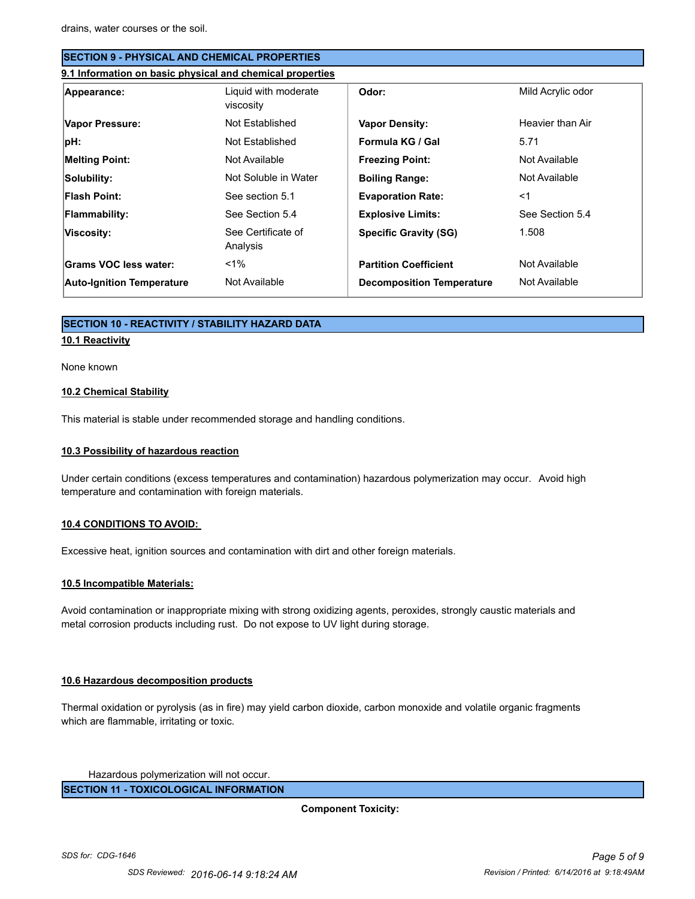drains, water courses or the soil.

## SECTION 9 - PHYSICAL AND CHEMICAL PROPERTIES

### 9.1 Information on basic physical and chemical properties

| | | | |
|---|---|---|---|
| **Appearance:** | Liquid with moderate viscosity | **Odor:** | Mild Acrylic odor |
| **Vapor Pressure:** | Not Established | **Vapor Density:** | Heavier than Air |
| **pH:** | Not Established | **Formula KG / Gal** | 5.71 |
| **Melting Point:** | Not Available | **Freezing Point:** | Not Available |
| **Solubility:** | Not Soluble in Water | **Boiling Range:** | Not Available |
| **Flash Point:** | See section 5.1 | **Evaporation Rate:** | <1 |
| **Flammability:** | See Section 5.4 | **Explosive Limits:** | See Section 5.4 |
| **Viscosity:** | See Certificate of Analysis | **Specific Gravity (SG)** | 1.508 |
| **Grams VOC less water:** | <1% | **Partition Coefficient** | Not Available |
| **Auto-Ignition Temperature** | Not Available | **Decomposition Temperature** | Not Available |

## SECTION 10 - REACTIVITY / STABILITY HAZARD DATA

### 10.1 Reactivity

None known

### 10.2 Chemical Stability

This material is stable under recommended storage and handling conditions.

### 10.3 Possibility of hazardous reaction

Under certain conditions (excess temperatures and contamination) hazardous polymerization may occur. Avoid high temperature and contamination with foreign materials.

### 10.4 CONDITIONS TO AVOID:

Excessive heat, ignition sources and contamination with dirt and other foreign materials.

### 10.5 Incompatible Materials:

Avoid contamination or inappropriate mixing with strong oxidizing agents, peroxides, strongly caustic materials and metal corrosion products including rust. Do not expose to UV light during storage.

### 10.6 Hazardous decomposition products

Thermal oxidation or pyrolysis (as in fire) may yield carbon dioxide, carbon monoxide and volatile organic fragments which are flammable, irritating or toxic.

Hazardous polymerization will not occur.

## SECTION 11 - TOXICOLOGICAL INFORMATION

**Component Toxicity:**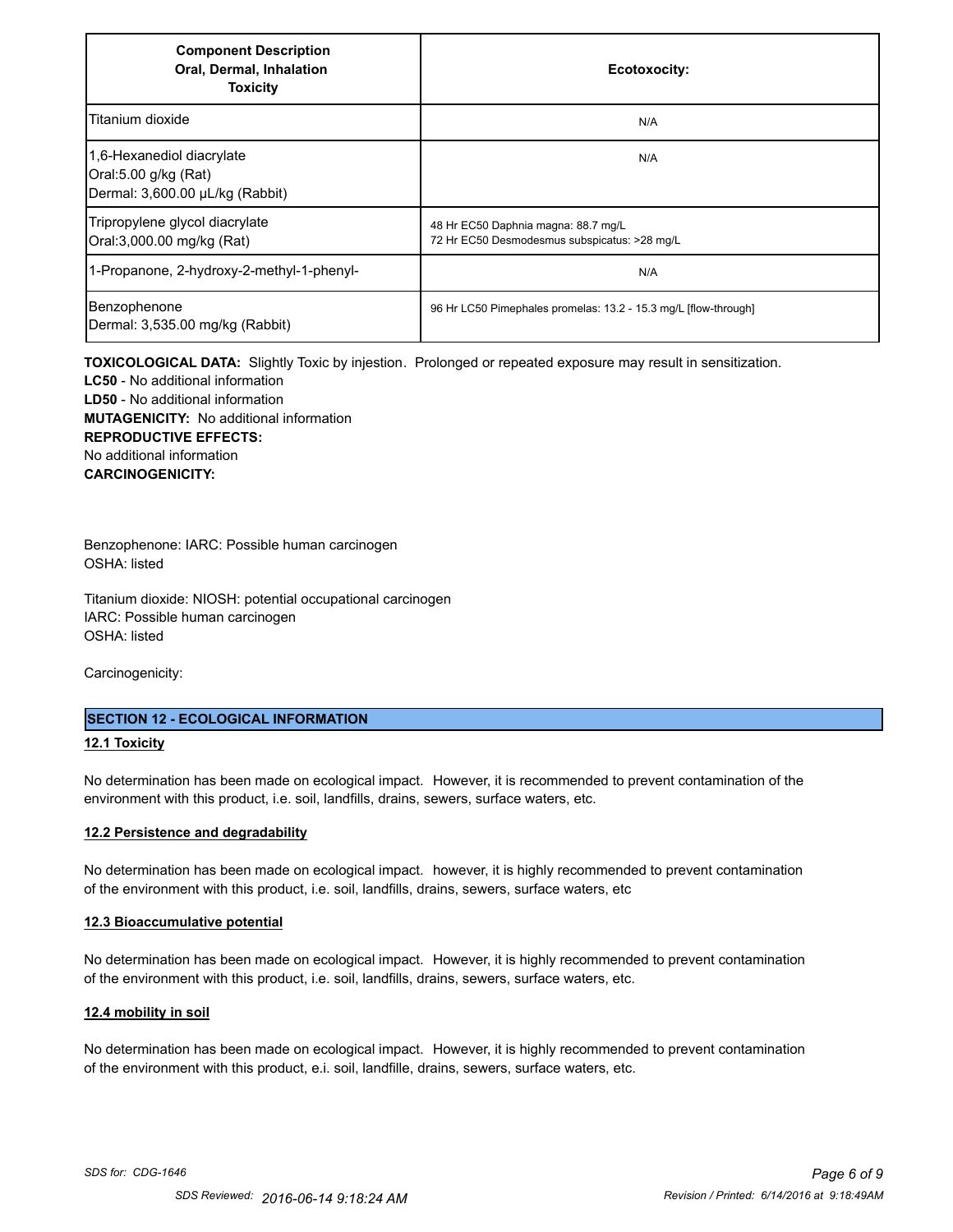| Component Description<br>Oral, Dermal, Inhalation<br>Toxicity | Ecotoxocity: |
|---|---|
| Titanium dioxide | N/A |
| 1,6-Hexanediol diacrylate<br>Oral:5.00 g/kg (Rat)<br>Dermal: 3,600.00 µL/kg (Rabbit) | N/A |
| Tripropylene glycol diacrylate<br>Oral:3,000.00 mg/kg (Rat) | 48 Hr EC50 Daphnia magna: 88.7 mg/L<br>72 Hr EC50 Desmodesmus subspicatus: >28 mg/L |
| 1-Propanone, 2-hydroxy-2-methyl-1-phenyl- | N/A |
| Benzophenone<br>Dermal: 3,535.00 mg/kg (Rabbit) | 96 Hr LC50 Pimephales promelas: 13.2 - 15.3 mg/L [flow-through] |

**TOXICOLOGICAL DATA:** Slightly Toxic by injestion. Prolonged or repeated exposure may result in sensitization.
**LC50** - No additional information
**LD50** - No additional information
**MUTAGENICITY:** No additional information
**REPRODUCTIVE EFFECTS:**
No additional information
**CARCINOGENICITY:**

Benzophenone: IARC: Possible human carcinogen
OSHA: listed

Titanium dioxide: NIOSH: potential occupational carcinogen
IARC: Possible human carcinogen
OSHA: listed

Carcinogenicity:

## SECTION 12 - ECOLOGICAL INFORMATION

### 12.1 Toxicity

No determination has been made on ecological impact. However, it is recommended to prevent contamination of the environment with this product, i.e. soil, landfills, drains, sewers, surface waters, etc.

### 12.2 Persistence and degradability

No determination has been made on ecological impact. however, it is highly recommended to prevent contamination of the environment with this product, i.e. soil, landfills, drains, sewers, surface waters, etc

### 12.3 Bioaccumulative potential

No determination has been made on ecological impact. However, it is highly recommended to prevent contamination of the environment with this product, i.e. soil, landfills, drains, sewers, surface waters, etc.

### 12.4 mobility in soil

No determination has been made on ecological impact. However, it is highly recommended to prevent contamination of the environment with this product, e.i. soil, landfille, drains, sewers, surface waters, etc.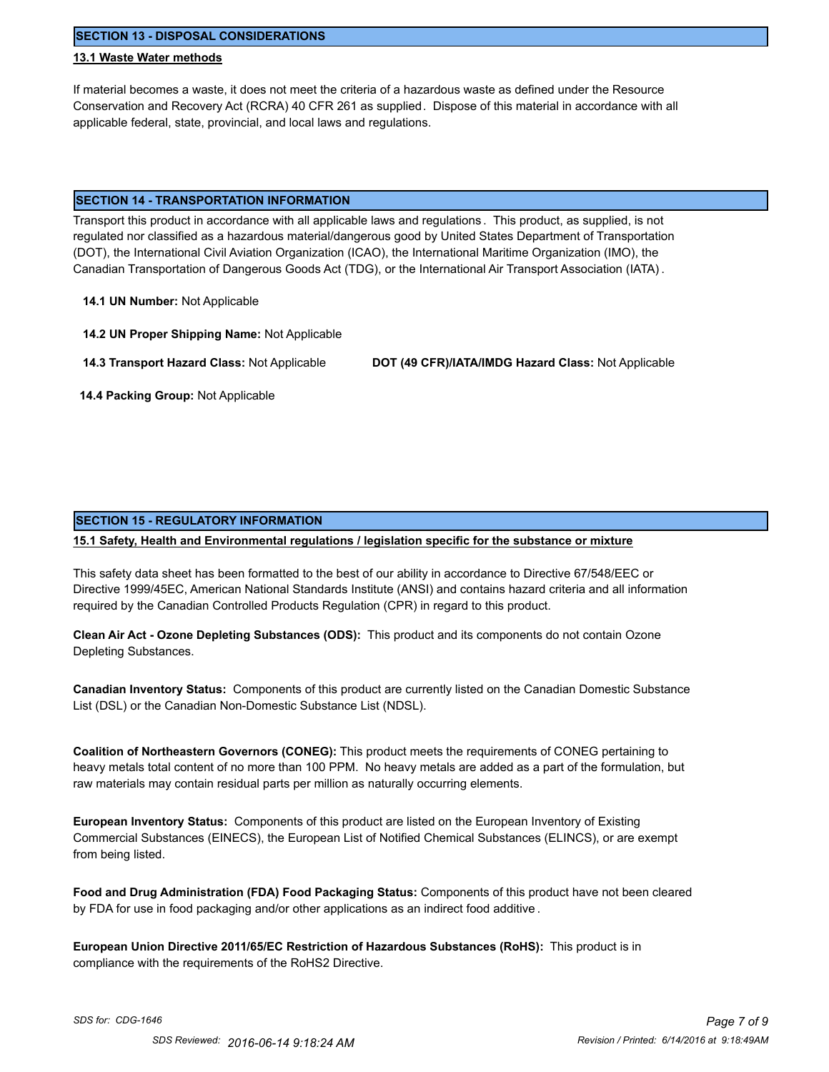## SECTION 13 - DISPOSAL CONSIDERATIONS

### 13.1 Waste Water methods

If material becomes a waste, it does not meet the criteria of a hazardous waste as defined under the Resource Conservation and Recovery Act (RCRA) 40 CFR 261 as supplied. Dispose of this material in accordance with all applicable federal, state, provincial, and local laws and regulations.

## SECTION 14 - TRANSPORTATION INFORMATION

Transport this product in accordance with all applicable laws and regulations. This product, as supplied, is not regulated nor classified as a hazardous material/dangerous good by United States Department of Transportation (DOT), the International Civil Aviation Organization (ICAO), the International Maritime Organization (IMO), the Canadian Transportation of Dangerous Goods Act (TDG), or the International Air Transport Association (IATA).

**14.1 UN Number:** Not Applicable

**14.2 UN Proper Shipping Name:** Not Applicable

**14.3 Transport Hazard Class:** Not Applicable

**DOT (49 CFR)/IATA/IMDG Hazard Class:** Not Applicable

**14.4 Packing Group:** Not Applicable

## SECTION 15 - REGULATORY INFORMATION

### 15.1 Safety, Health and Environmental regulations / legislation specific for the substance or mixture

This safety data sheet has been formatted to the best of our ability in accordance to Directive 67/548/EEC or Directive 1999/45EC, American National Standards Institute (ANSI) and contains hazard criteria and all information required by the Canadian Controlled Products Regulation (CPR) in regard to this product.

**Clean Air Act - Ozone Depleting Substances (ODS):** This product and its components do not contain Ozone Depleting Substances.

**Canadian Inventory Status:** Components of this product are currently listed on the Canadian Domestic Substance List (DSL) or the Canadian Non-Domestic Substance List (NDSL).

**Coalition of Northeastern Governors (CONEG):** This product meets the requirements of CONEG pertaining to heavy metals total content of no more than 100 PPM. No heavy metals are added as a part of the formulation, but raw materials may contain residual parts per million as naturally occurring elements.

**European Inventory Status:** Components of this product are listed on the European Inventory of Existing Commercial Substances (EINECS), the European List of Notified Chemical Substances (ELINCS), or are exempt from being listed.

**Food and Drug Administration (FDA) Food Packaging Status:** Components of this product have not been cleared by FDA for use in food packaging and/or other applications as an indirect food additive.

**European Union Directive 2011/65/EC Restriction of Hazardous Substances (RoHS):** This product is in compliance with the requirements of the RoHS2 Directive.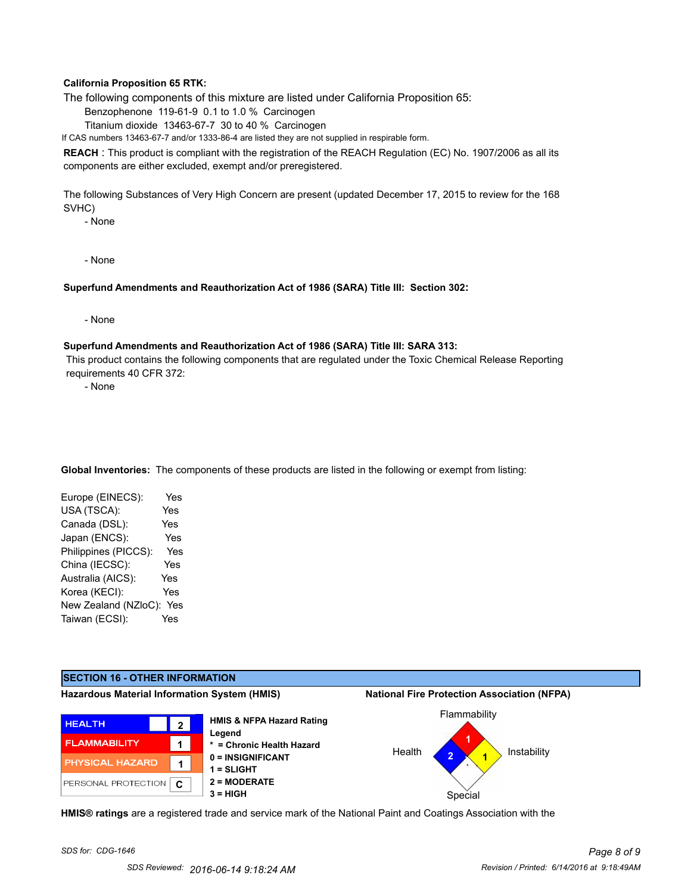**California Proposition 65 RTK:**

The following components of this mixture are listed under California Proposition 65:

Benzophenone 119-61-9 0.1 to 1.0 % Carcinogen

Titanium dioxide 13463-67-7 30 to 40 % Carcinogen

If CAS numbers 13463-67-7 and/or 1333-86-4 are listed they are not supplied in respirable form.

**REACH** : This product is compliant with the registration of the REACH Regulation (EC) No. 1907/2006 as all its components are either excluded, exempt and/or preregistered.

The following Substances of Very High Concern are present (updated December 17, 2015 to review for the 168 SVHC)

- None

- None

**Superfund Amendments and Reauthorization Act of 1986 (SARA) Title III: Section 302:**

- None

**Superfund Amendments and Reauthorization Act of 1986 (SARA) Title III: SARA 313:**

This product contains the following components that are regulated under the Toxic Chemical Release Reporting requirements 40 CFR 372:

- None

**Global Inventories:** The components of these products are listed in the following or exempt from listing:

| Inventory | Listed |
|---|---|
| Europe (EINECS): | Yes |
| USA (TSCA): | Yes |
| Canada (DSL): | Yes |
| Japan (ENCS): | Yes |
| Philippines (PICCS): | Yes |
| China (IECSC): | Yes |
| Australia (AICS): | Yes |
| Korea (KECI): | Yes |
| New Zealand (NZloC): | Yes |
| Taiwan (ECSI): | Yes |

## SECTION 16 - OTHER INFORMATION

**Hazardous Material Information System (HMIS)**

| HMIS | | Rating |
|---|---|---|
| HEALTH | | 2 |
| FLAMMABILITY | | 1 |
| PHYSICAL HAZARD | | 1 |
| PERSONAL PROTECTION | | C |

**HMIS & NFPA Hazard Rating Legend**

- **\* = Chronic Health Hazard**
- **0 = INSIGNIFICANT**
- **1 = SLIGHT**
- **2 = MODERATE**
- **3 = HIGH**

**National Fire Protection Association (NFPA)**

| NFPA | Rating |
|---|---|
| Flammability | 1 |
| Health | 2 |
| Instability | 1 |
| Special | |

**HMIS® ratings** are a registered trade and service mark of the National Paint and Coatings Association with the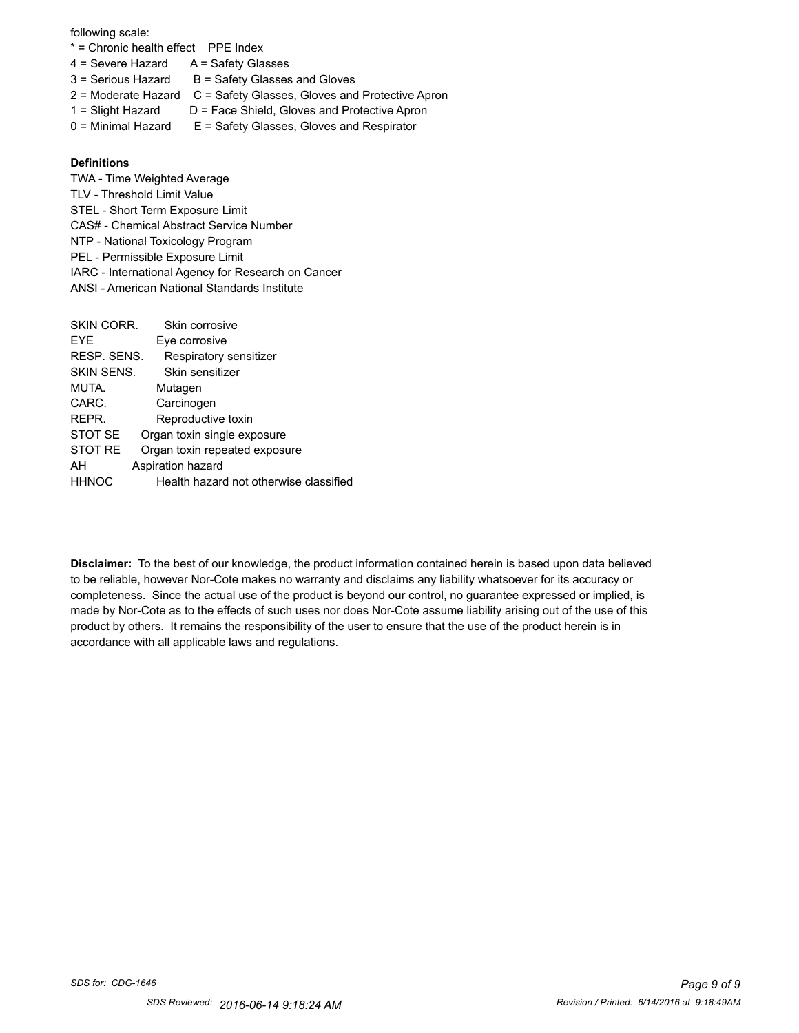following scale:

* = Chronic health effect    PPE Index
4 = Severe Hazard    A = Safety Glasses
3 = Serious Hazard    B = Safety Glasses and Gloves
2 = Moderate Hazard    C = Safety Glasses, Gloves and Protective Apron
1 = Slight Hazard    D = Face Shield, Gloves and Protective Apron
0 = Minimal Hazard    E = Safety Glasses, Gloves and Respirator

**Definitions**

TWA - Time Weighted Average
TLV - Threshold Limit Value
STEL - Short Term Exposure Limit
CAS# - Chemical Abstract Service Number
NTP - National Toxicology Program
PEL - Permissible Exposure Limit
IARC - International Agency for Research on Cancer
ANSI - American National Standards Institute

| | |
|---|---|
| SKIN CORR. | Skin corrosive |
| EYE | Eye corrosive |
| RESP. SENS. | Respiratory sensitizer |
| SKIN SENS. | Skin sensitizer |
| MUTA. | Mutagen |
| CARC. | Carcinogen |
| REPR. | Reproductive toxin |
| STOT SE | Organ toxin single exposure |
| STOT RE | Organ toxin repeated exposure |
| AH | Aspiration hazard |
| HHNOC | Health hazard not otherwise classified |

**Disclaimer:** To the best of our knowledge, the product information contained herein is based upon data believed to be reliable, however Nor-Cote makes no warranty and disclaims any liability whatsoever for its accuracy or completeness. Since the actual use of the product is beyond our control, no guarantee expressed or implied, is made by Nor-Cote as to the effects of such uses nor does Nor-Cote assume liability arising out of the use of this product by others. It remains the responsibility of the user to ensure that the use of the product herein is in accordance with all applicable laws and regulations.